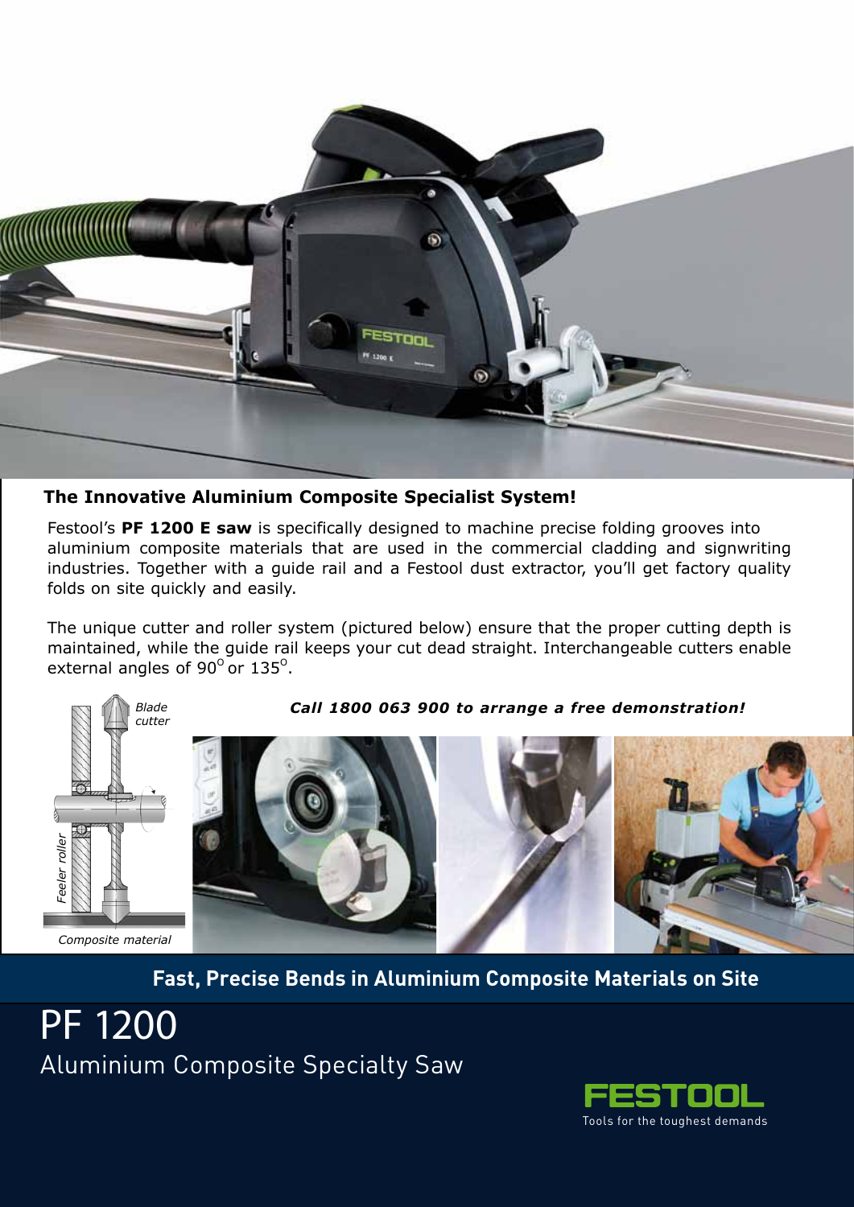## The Innovative Aluminium Composite Specialist System!

Festool's **PF 1200 E saw** is specifically designed to machine precise folding grooves into aluminium composite materials that are used in the commercial cladding and signwriting industries. Together with a guide rail and a Festool dust extractor, you'll get factory quality folds on site quickly and easily.

The unique cutter and roller system (pictured below) ensure that the proper cutting depth is maintained, while the guide rail keeps your cut dead straight. Interchangeable cutters enable external angles of 90° or 135°.

*Blade cutter*

*Feeler roller*

*Composite material*

***Call 1800 063 900 to arrange a free demonstration!***

**Fast, Precise Bends in Aluminium Composite Materials on Site**

# PF 1200

## Aluminium Composite Specialty Saw

FESTOOL

Tools for the toughest demands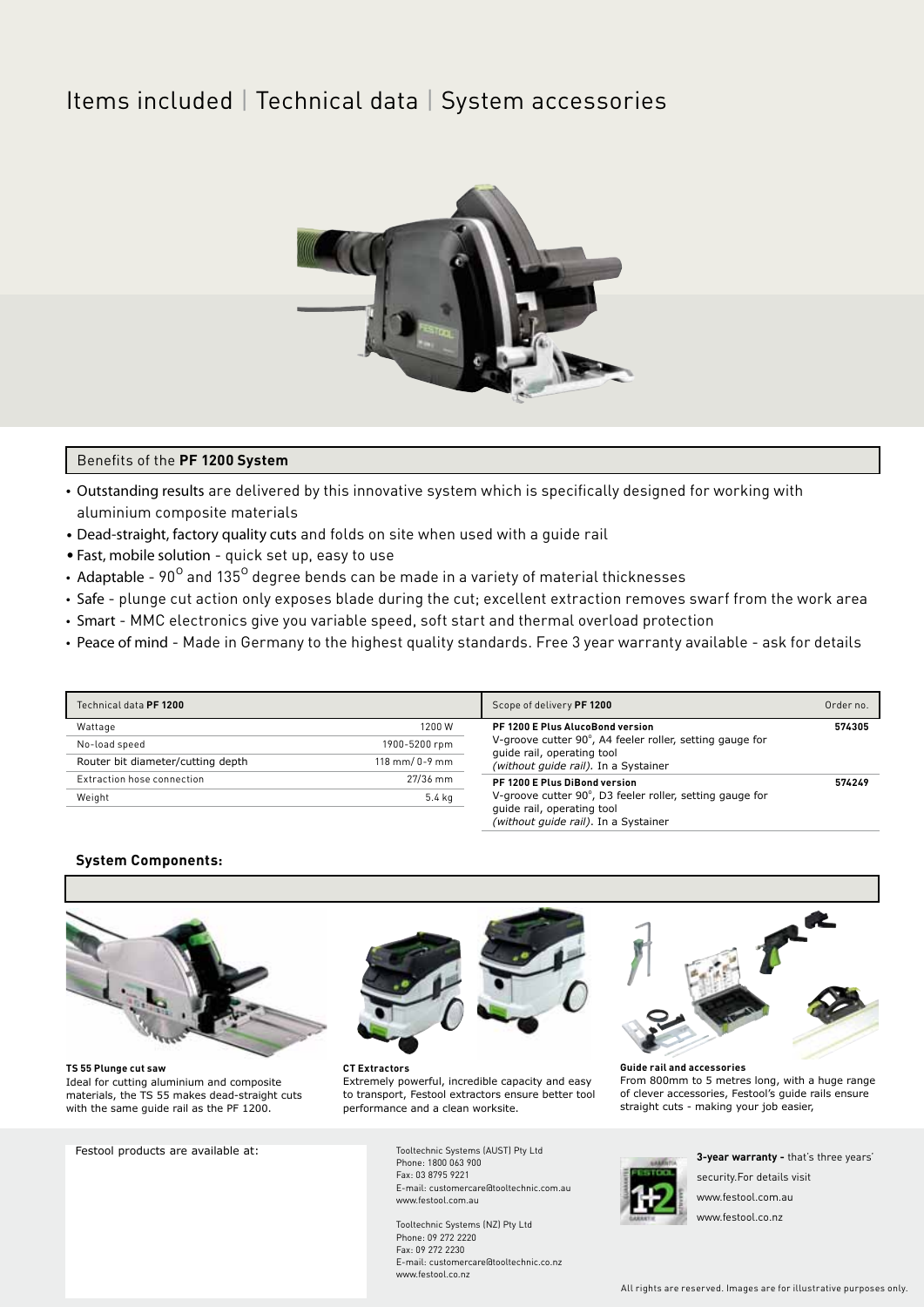# Items included | Technical data | System accessories

## Benefits of the **PF 1200 System**

- Outstanding results are delivered by this innovative system which is specifically designed for working with aluminium composite materials
- Dead-straight, factory quality cuts and folds on site when used with a guide rail
- Fast, mobile solution - quick set up, easy to use
- Adaptable - $90^{O}$ and $135^{O}$ degree bends can be made in a variety of material thicknesses
- Safe - plunge cut action only exposes blade during the cut; excellent extraction removes swarf from the work area
- Smart - MMC electronics give you variable speed, soft start and thermal overload protection
- Peace of mind - Made in Germany to the highest quality standards. Free 3 year warranty available - ask for details

| Technical data **PF 1200** | |
|---|---|
| Wattage | 1200 W |
| No-load speed | 1900-5200 rpm |
| Router bit diameter/cutting depth | 118 mm/ 0-9 mm |
| Extraction hose connection | 27/36 mm |
| Weight | 5.4 kg |

| Scope of delivery **PF 1200** | Order no. |
|---|---|
| **PF 1200 E Plus AlucoBond version** V-groove cutter 90°, A4 feeler roller, setting gauge for guide rail, operating tool *(without guide rail)*. In a Systainer | **574305** |
| **PF 1200 E Plus DiBond version** V-groove cutter 90°, D3 feeler roller, setting gauge for guide rail, operating tool *(without guide rail)*. In a Systainer | **574249** |

### System Components:

**TS 55 Plunge cut saw**
Ideal for cutting aluminium and composite materials, the TS 55 makes dead-straight cuts with the same guide rail as the PF 1200.

**CT Extractors**
Extremely powerful, incredible capacity and easy to transport, Festool extractors ensure better tool performance and a clean worksite.

**Guide rail and accessories**
From 800mm to 5 metres long, with a huge range of clever accessories, Festool's guide rails ensure straight cuts - making your job easier,

Festool products are available at:

Tooltechnic Systems (AUST) Pty Ltd
Phone: 1800 063 900
Fax: 03 8795 9221
E-mail: customercare@tooltechnic.com.au
www.festool.com.au

Tooltechnic Systems (NZ) Pty Ltd
Phone: 09 272 2220
Fax: 09 272 2230
E-mail: customercare@tooltechnic.co.nz
www.festool.co.nz

**3-year warranty -** that's three years' security.For details visit
www.festool.com.au
www.festool.co.nz

All rights are reserved. Images are for illustrative purposes only.